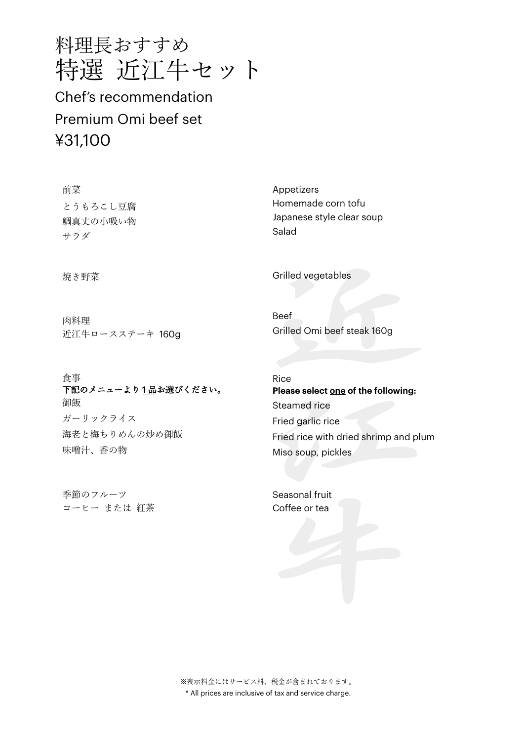# 料理長おすすめ
# 特選 近江牛セット

## Chef's recommendation
## Premium Omi beef set
## ¥31,100

前菜
とうもろこし豆腐
鯛真丈の小吸い物
サラダ

Appetizers
Homemade corn tofu
Japanese style clear soup
Salad

焼き野菜

Grilled vegetables

肉料理
近江牛ロースステーキ 160g

Beef
Grilled Omi beef steak 160g

食事
**下記のメニューより1品お選びください。**
御飯
ガーリックライス
海老と梅ちりめんの炒め御飯
味噌汁、香の物

Rice
**Please select one of the following:**
Steamed rice
Fried garlic rice
Fried rice with dried shrimp and plum
Miso soup, pickles

季節のフルーツ
コーヒー または 紅茶

Seasonal fruit
Coffee or tea

※表示料金にはサービス料、税金が含まれております。
* All prices are inclusive of tax and service charge.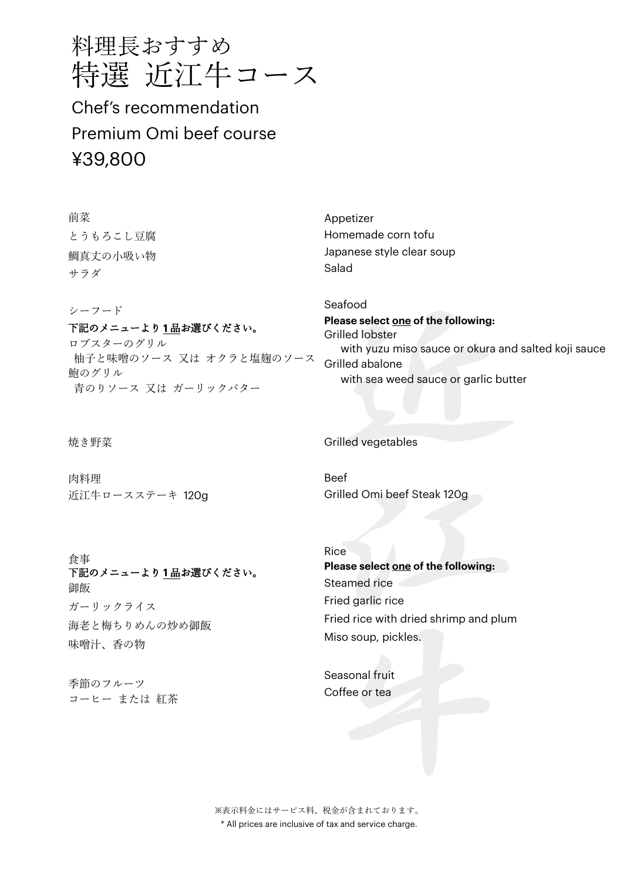# 料理長おすすめ
# 特選 近江牛コース

## Chef's recommendation
## Premium Omi beef course
## ¥39,800

前菜
とうもろこし豆腐
鯛真丈の小吸い物
サラダ

Appetizer
Homemade corn tofu
Japanese style clear soup
Salad

シーフード
**下記のメニューより1品お選びください。**
ロブスターのグリル
　柚子と味噌のソース 又は オクラと塩麹のソース
鮑のグリル
　青のりソース 又は ガーリックバター

Seafood
**Please select one of the following:**
Grilled lobster
　with yuzu miso sauce or okura and salted koji sauce
Grilled abalone
　with sea weed sauce or garlic butter

焼き野菜

Grilled vegetables

肉料理
近江牛ロースステーキ 120g

Beef
Grilled Omi beef Steak 120g

食事
**下記のメニューより1品お選びください。**
御飯
ガーリックライス
海老と梅ちりめんの炒め御飯
味噌汁、香の物

Rice
**Please select one of the following:**
Steamed rice
Fried garlic rice
Fried rice with dried shrimp and plum
Miso soup, pickles.

季節のフルーツ
コーヒー または 紅茶

Seasonal fruit
Coffee or tea

※表示料金にはサービス料、税金が含まれております。
* All prices are inclusive of tax and service charge.